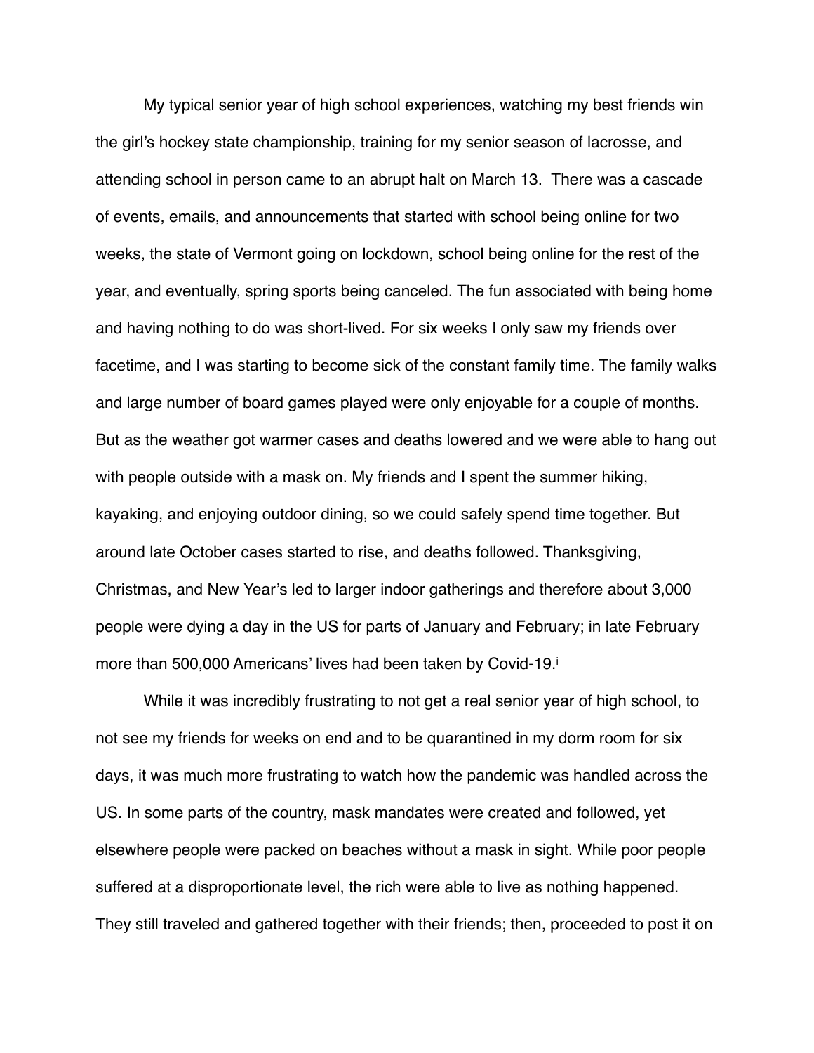My typical senior year of high school experiences, watching my best friends win the girl's hockey state championship, training for my senior season of lacrosse, and attending school in person came to an abrupt halt on March 13. There was a cascade of events, emails, and announcements that started with school being online for two weeks, the state of Vermont going on lockdown, school being online for the rest of the year, and eventually, spring sports being canceled. The fun associated with being home and having nothing to do was short-lived. For six weeks I only saw my friends over facetime, and I was starting to become sick of the constant family time. The family walks and large number of board games played were only enjoyable for a couple of months. But as the weather got warmer cases and deaths lowered and we were able to hang out with people outside with a mask on. My friends and I spent the summer hiking, kayaking, and enjoying outdoor dining, so we could safely spend time together. But around late October cases started to rise, and deaths followed. Thanksgiving, Christmas, and New Year's led to larger indoor gatherings and therefore about 3,000 people were dying a day in the US for parts of January and February; in late February more than 500,000 Americans' lives had been taken by Covid-19.[i]

While it was incredibly frustrating to not get a real senior year of high school, to not see my friends for weeks on end and to be quarantined in my dorm room for six days, it was much more frustrating to watch how the pandemic was handled across the US. In some parts of the country, mask mandates were created and followed, yet elsewhere people were packed on beaches without a mask in sight. While poor people suffered at a disproportionate level, the rich were able to live as nothing happened. They still traveled and gathered together with their friends; then, proceeded to post it on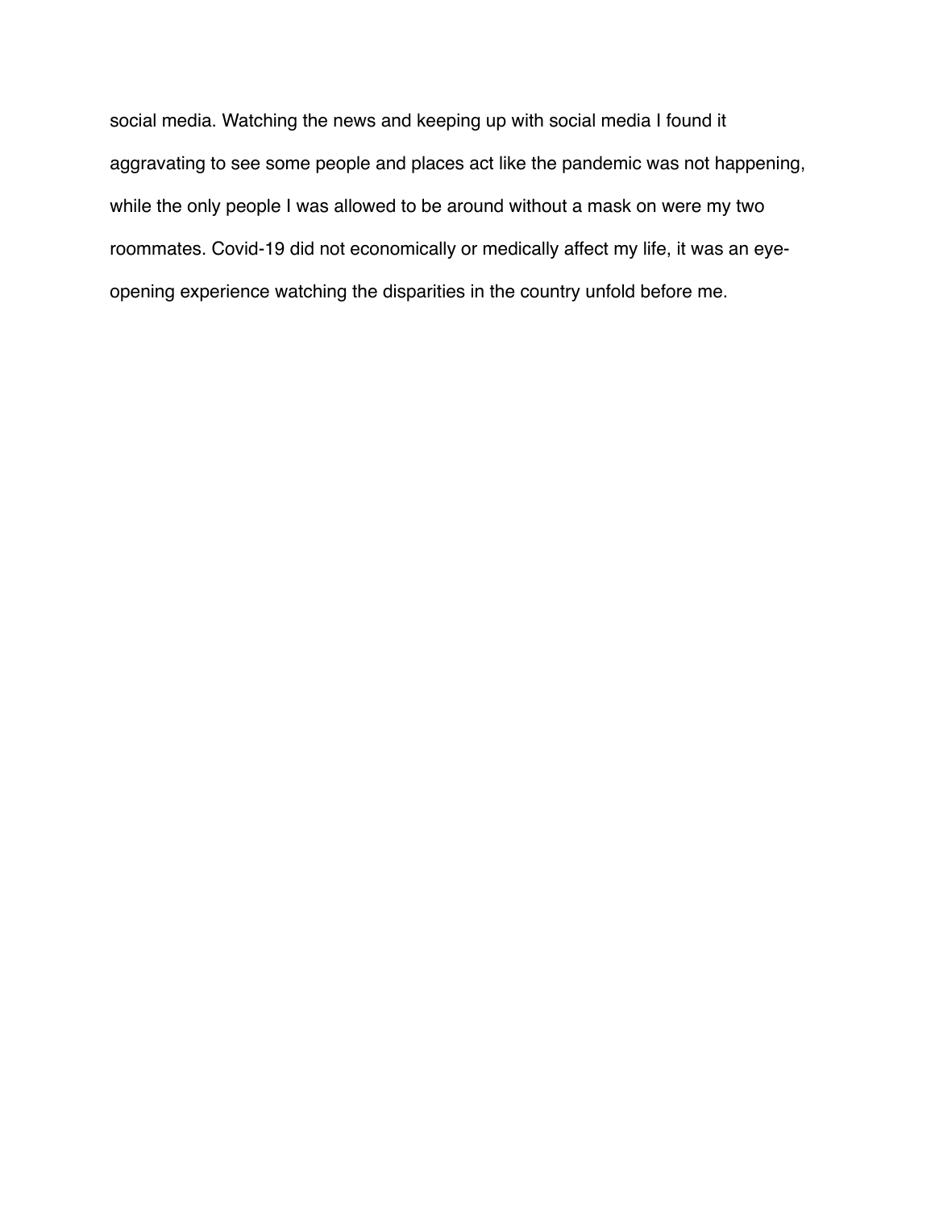social media. Watching the news and keeping up with social media I found it aggravating to see some people and places act like the pandemic was not happening, while the only people I was allowed to be around without a mask on were my two roommates. Covid-19 did not economically or medically affect my life, it was an eye-opening experience watching the disparities in the country unfold before me.